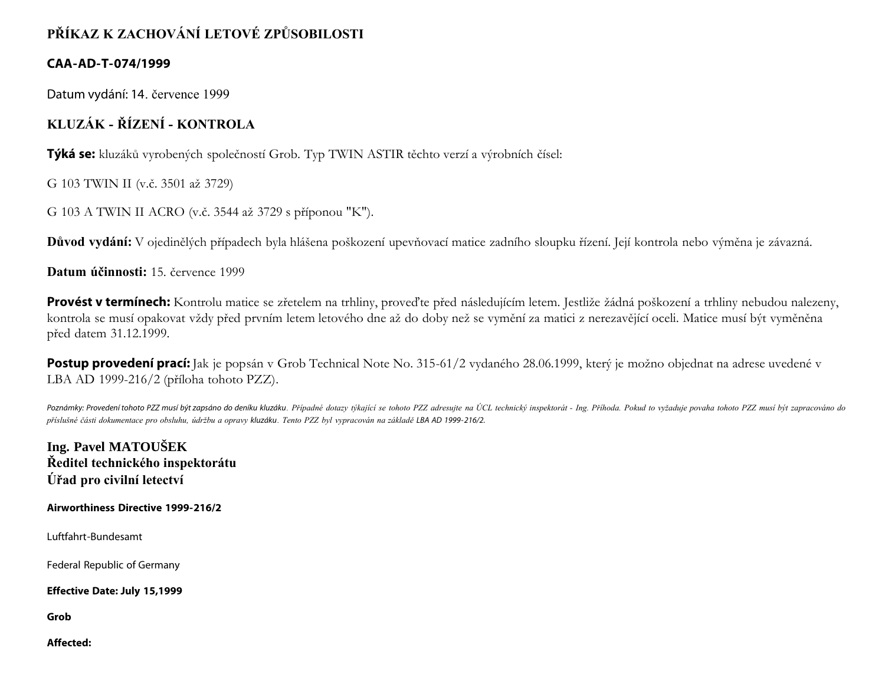# PŘÍKAZ K ZACHOVÁNÍ LETOVÉ ZPŮSOBILOSTI

## CAA-AD-T-074/1999

Datum vydání: 14. července 1999

## KLUZÁK - ŘÍZENÍ - KONTROLA

**Týká se:** kluzáků vyrobených společností Grob. Typ TWIN ASTIR těchto verzí a výrobních čísel:

G 103 TWIN II (v.č. 3501 až 3729)

G 103 A TWIN II ACRO (v.č. 3544 až 3729 s příponou "K").

**Důvod vydání:** V ojedinělých případech byla hlášena poškození upevňovací matice zadního sloupku řízení. Její kontrola nebo výměna je závazná.

**Datum účinnosti:** 15. července 1999

**Provést v termínech:** Kontrolu matice se zřetelem na trhliny, proveďte před následujícím letem. Jestliže žádná poškození a trhliny nebudou nalezeny, kontrola se musí opakovat vždy před prvním letem letového dne až do doby než se vymění za matici z nerezavějící oceli. Matice musí být vyměněna před datem 31.12.1999.

**Postup provedení prací:** Jak je popsán v Grob Technical Note No. 315-61/2 vydaného 28.06.1999, který je možno objednat na adrese uvedené v LBA AD 1999-216/2 (příloha tohoto PZZ).

*Poznámky: Provedení tohoto PZZ musí být zapsáno do deníku kluzáku. Případné dotazy týkající se tohoto PZZ adresujte na ÚCL technický inspektorát - Ing. Příhoda. Pokud to vyžaduje povaha tohoto PZZ musí být zapracováno do příslušné části dokumentace pro obsluhu, údržbu a opravy kluzáku. Tento PZZ byl vypracován na základě LBA AD 1999-216/2.*

**Ing. Pavel MATOUŠEK**
**Ředitel technického inspektorátu**
**Úřad pro civilní letectví**

**Airworthiness Directive 1999-216/2**

Luftfahrt-Bundesamt

Federal Republic of Germany

**Effective Date: July 15,1999**

**Grob**

**Affected:**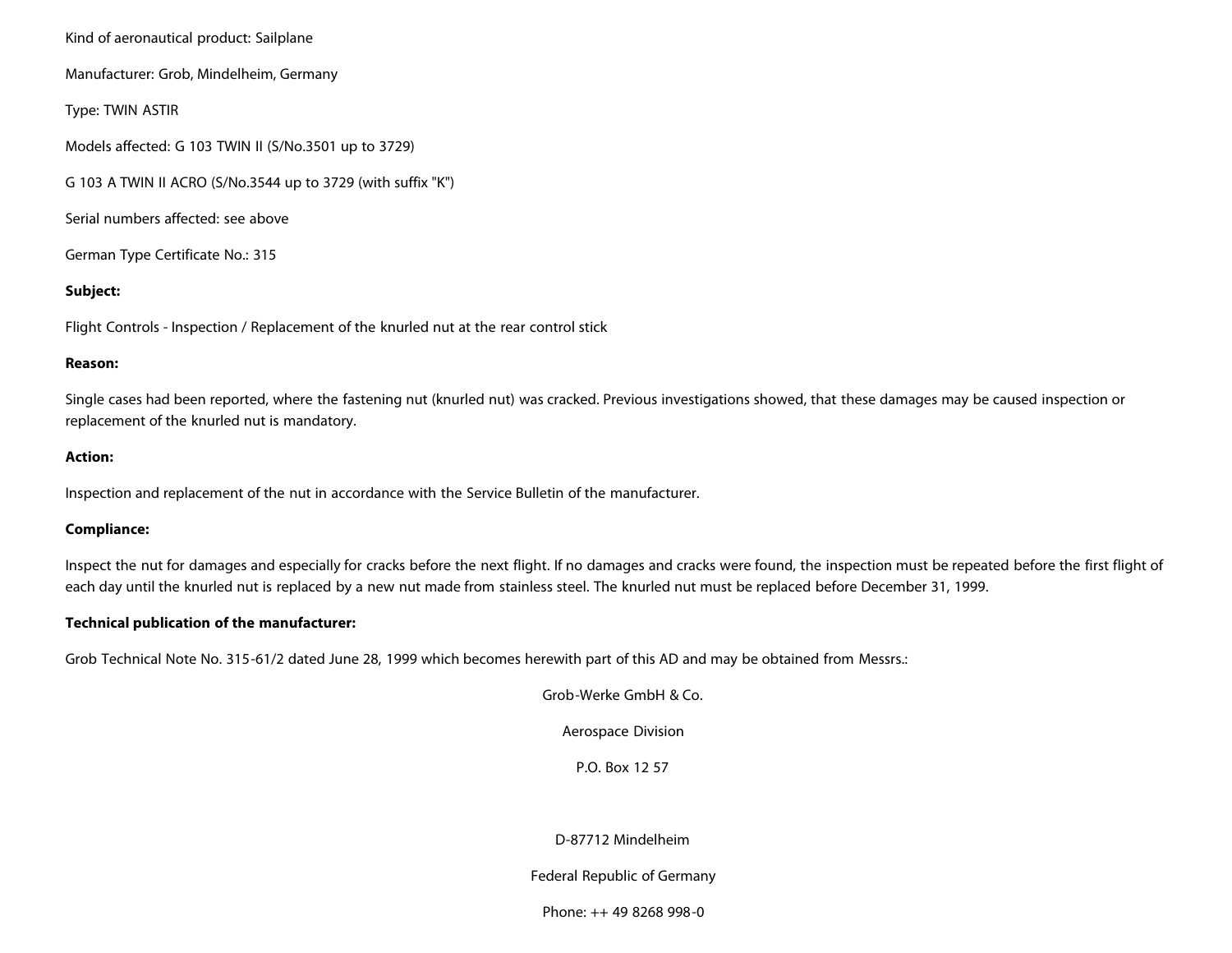Kind of aeronautical product: Sailplane

Manufacturer: Grob, Mindelheim, Germany

Type: TWIN ASTIR

Models affected: G 103 TWIN II (S/No.3501 up to 3729)

G 103 A TWIN II ACRO (S/No.3544 up to 3729 (with suffix "K")

Serial numbers affected: see above

German Type Certificate No.: 315

**Subject:**

Flight Controls - Inspection / Replacement of the knurled nut at the rear control stick

**Reason:**

Single cases had been reported, where the fastening nut (knurled nut) was cracked. Previous investigations showed, that these damages may be caused inspection or replacement of the knurled nut is mandatory.

**Action:**

Inspection and replacement of the nut in accordance with the Service Bulletin of the manufacturer.

**Compliance:**

Inspect the nut for damages and especially for cracks before the next flight. If no damages and cracks were found, the inspection must be repeated before the first flight of each day until the knurled nut is replaced by a new nut made from stainless steel. The knurled nut must be replaced before December 31, 1999.

**Technical publication of the manufacturer:**

Grob Technical Note No. 315-61/2 dated June 28, 1999 which becomes herewith part of this AD and may be obtained from Messrs.:

Grob-Werke GmbH & Co.

Aerospace Division

P.O. Box 12 57

D-87712 Mindelheim

Federal Republic of Germany

Phone: ++ 49 8268 998-0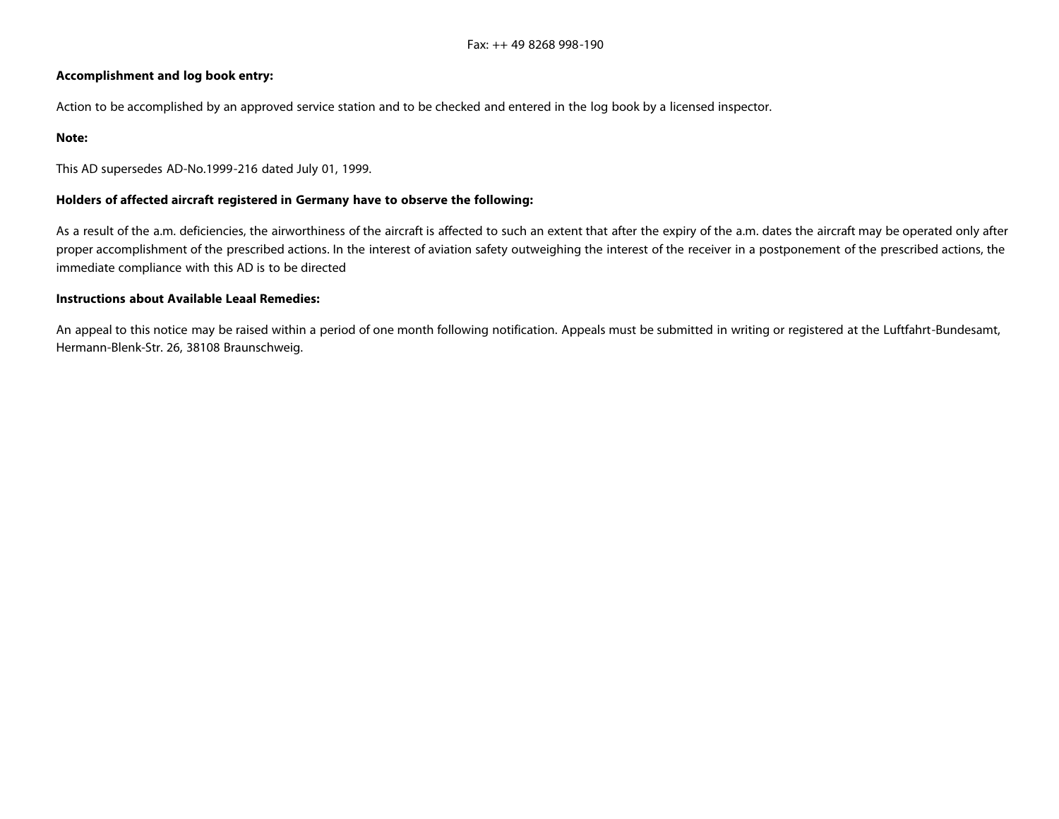Fax: ++ 49 8268 998-190

**Accomplishment and log book entry:**

Action to be accomplished by an approved service station and to be checked and entered in the log book by a licensed inspector.

**Note:**

This AD supersedes AD-No.1999-216 dated July 01, 1999.

**Holders of affected aircraft registered in Germany have to observe the following:**

As a result of the a.m. deficiencies, the airworthiness of the aircraft is affected to such an extent that after the expiry of the a.m. dates the aircraft may be operated only after proper accomplishment of the prescribed actions. In the interest of aviation safety outweighing the interest of the receiver in a postponement of the prescribed actions, the immediate compliance with this AD is to be directed

**Instructions about Available Leaal Remedies:**

An appeal to this notice may be raised within a period of one month following notification. Appeals must be submitted in writing or registered at the Luftfahrt-Bundesamt, Hermann-Blenk-Str. 26, 38108 Braunschweig.